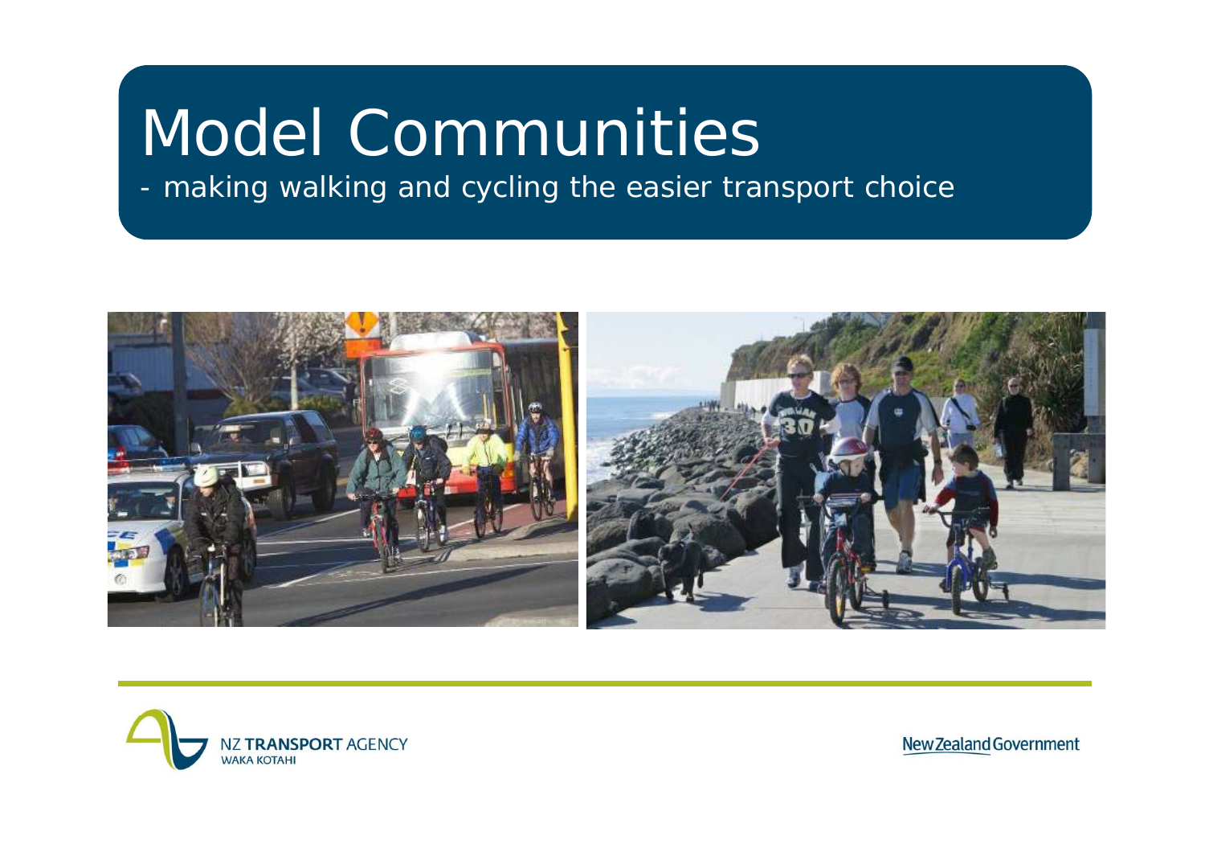# Model Communities

- making walking and cycling the easier transport choice

NZ TRANSPORT AGENCY
WAKA KOTAHI

New Zealand Government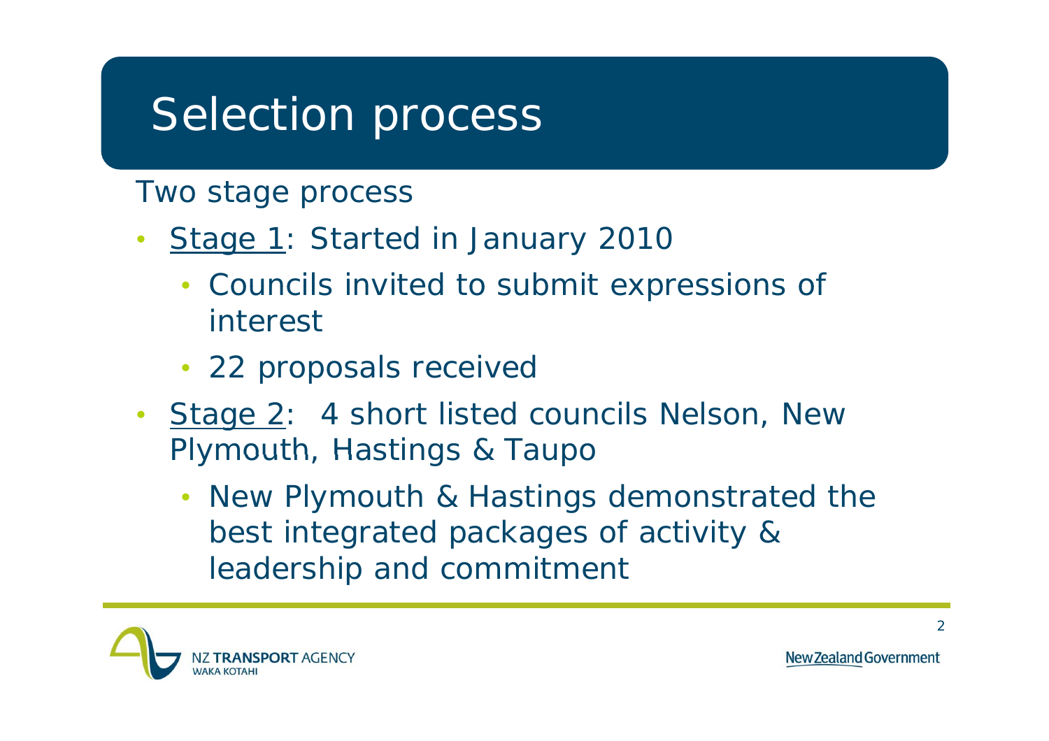# Selection process

Two stage process

- Stage 1: Started in January 2010
  - Councils invited to submit expressions of interest
  - 22 proposals received
- Stage 2: 4 short listed councils Nelson, New Plymouth, Hastings & Taupo
  - New Plymouth & Hastings demonstrated the best integrated packages of activity & leadership and commitment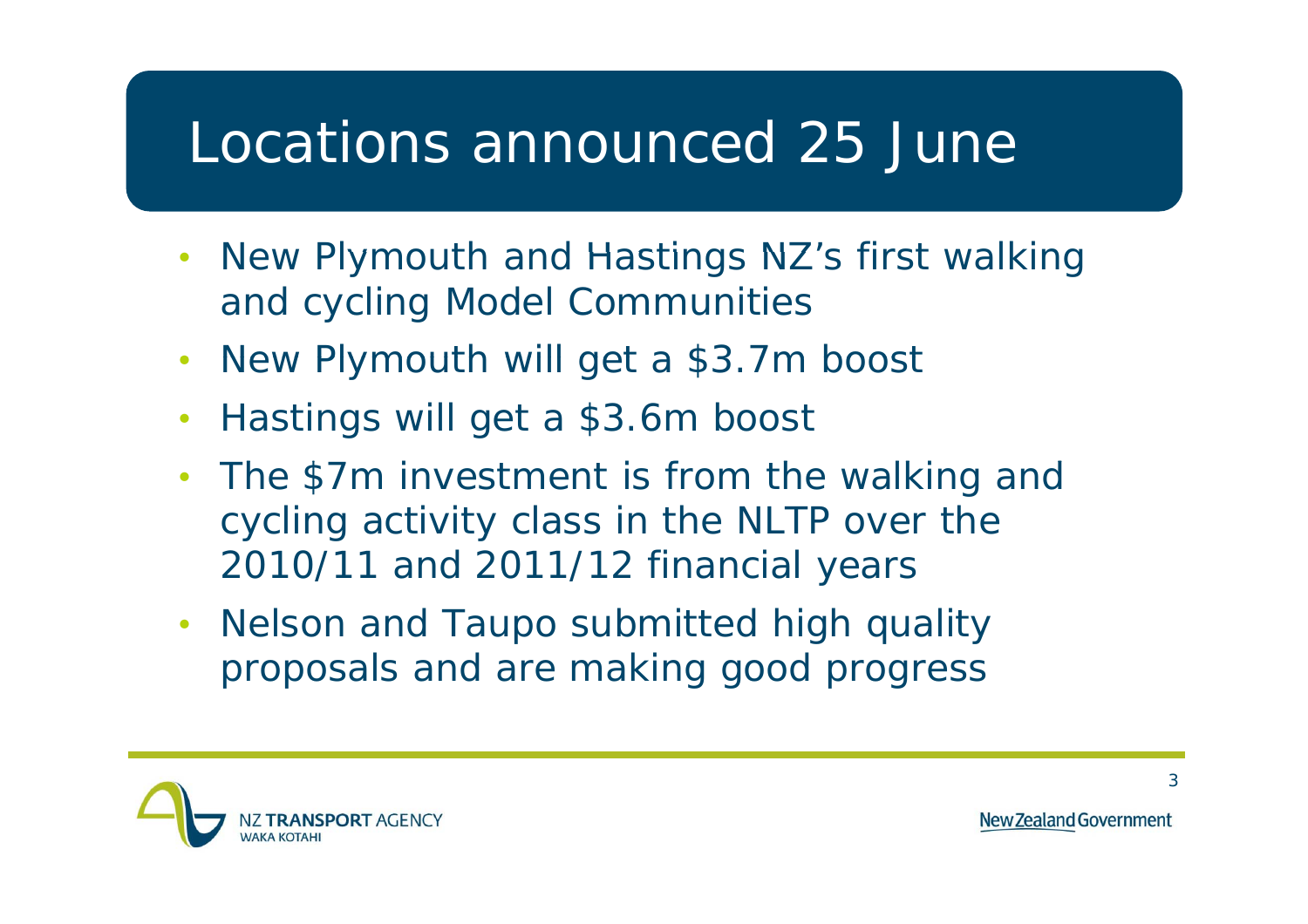# Locations announced 25 June

- New Plymouth and Hastings NZ's first walking and cycling Model Communities
- New Plymouth will get a $3.7m boost
- Hastings will get a $3.6m boost
- The $7m investment is from the walking and cycling activity class in the NLTP over the 2010/11 and 2011/12 financial years
- Nelson and Taupo submitted high quality proposals and are making good progress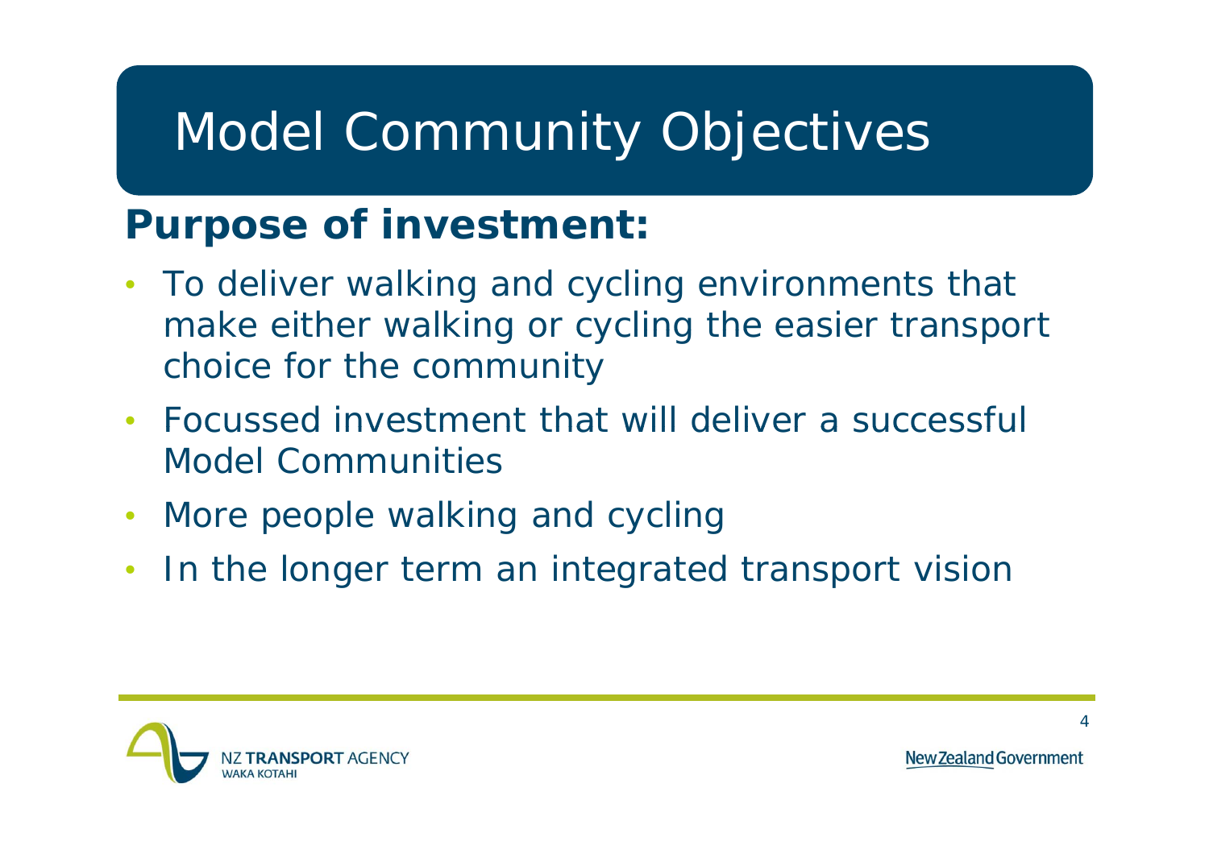# Model Community Objectives

## Purpose of investment:

- To deliver walking and cycling environments that make either walking or cycling the easier transport choice for the community
- Focussed investment that will deliver a successful Model Communities
- More people walking and cycling
- In the longer term an integrated transport vision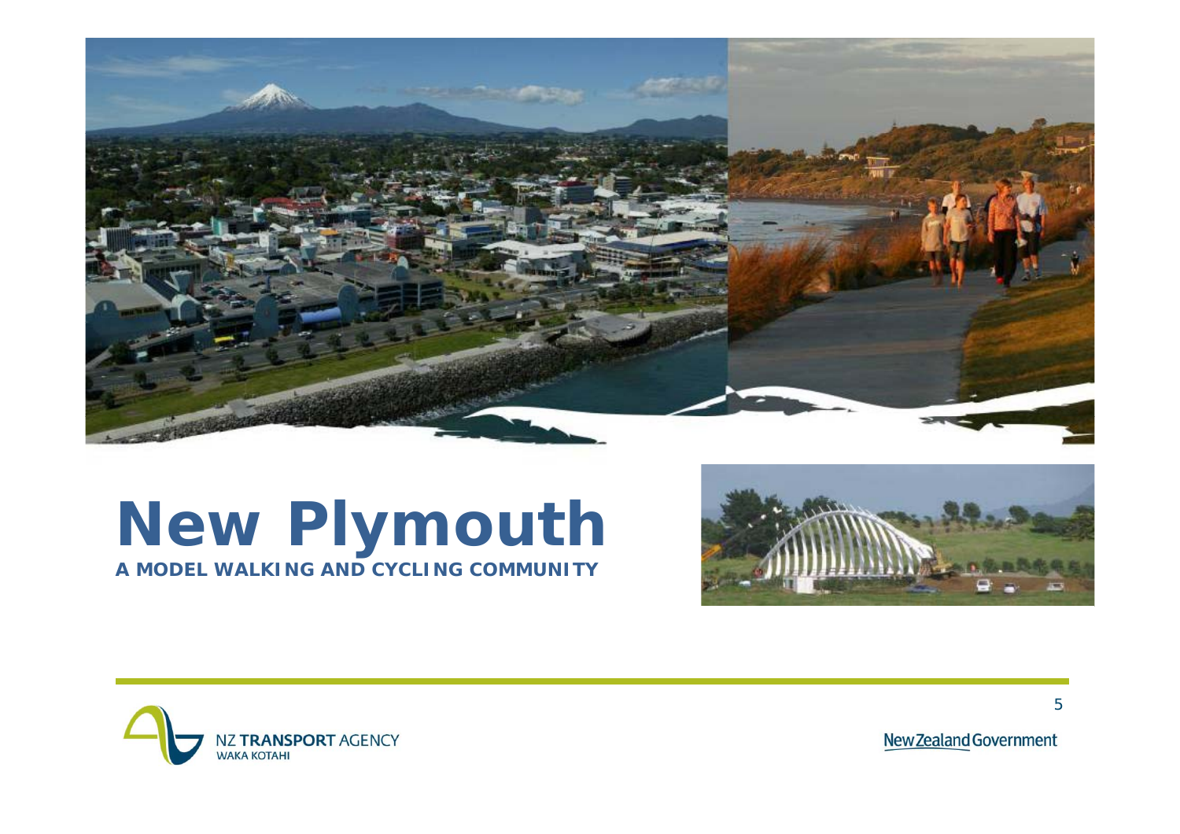# New Plymouth

**A MODEL WALKING AND CYCLING COMMUNITY**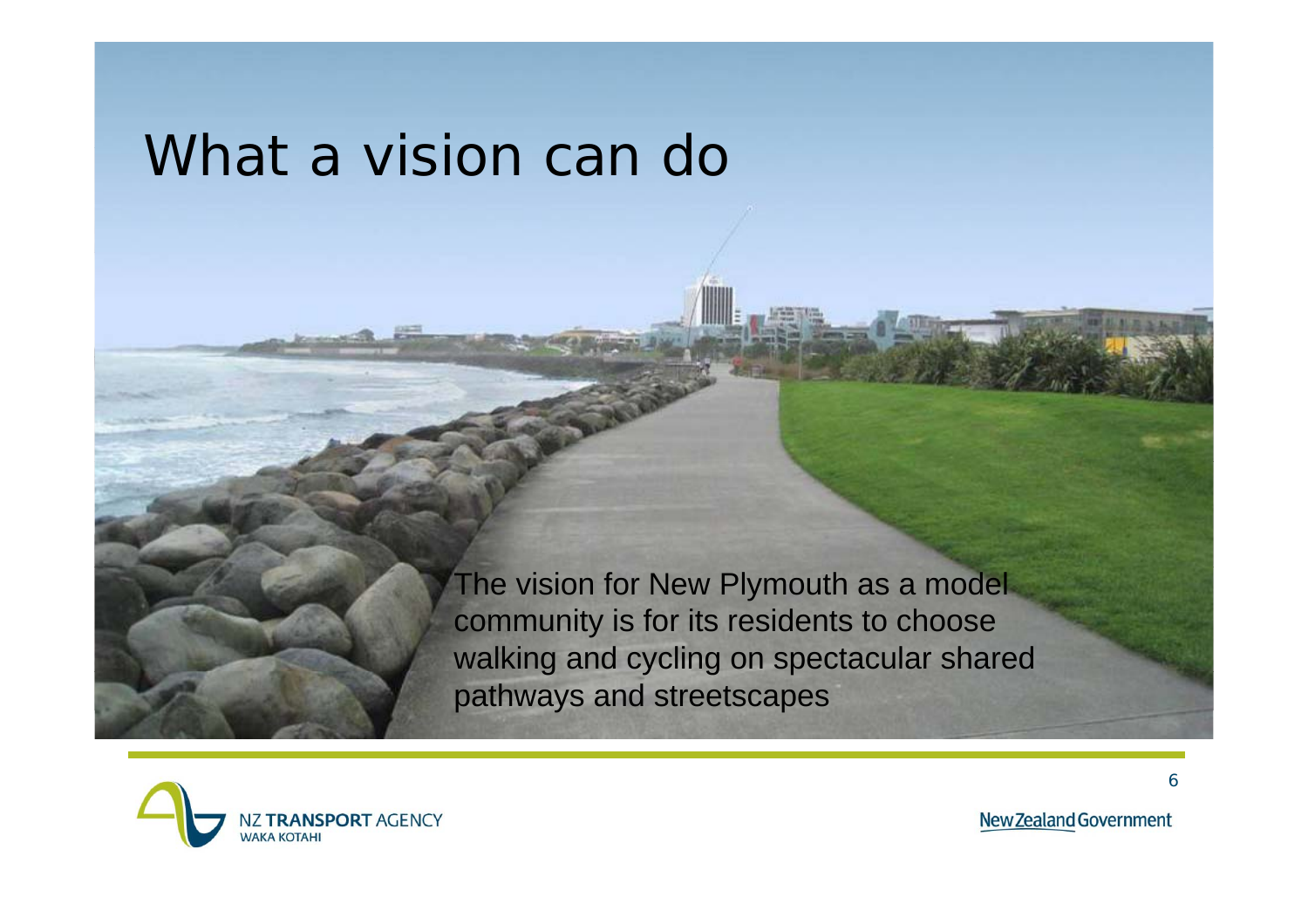# What a vision can do

The vision for New Plymouth as a model community is for its residents to choose walking and cycling on spectacular shared pathways and streetscapes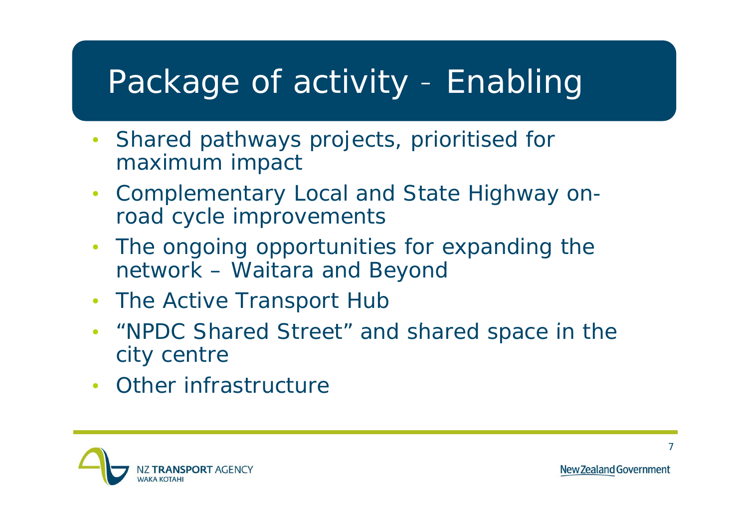# Package of activity – Enabling

- Shared pathways projects, prioritised for maximum impact
- Complementary Local and State Highway on-road cycle improvements
- The ongoing opportunities for expanding the network – Waitara and Beyond
- The Active Transport Hub
- "NPDC Shared Street" and shared space in the city centre
- Other infrastructure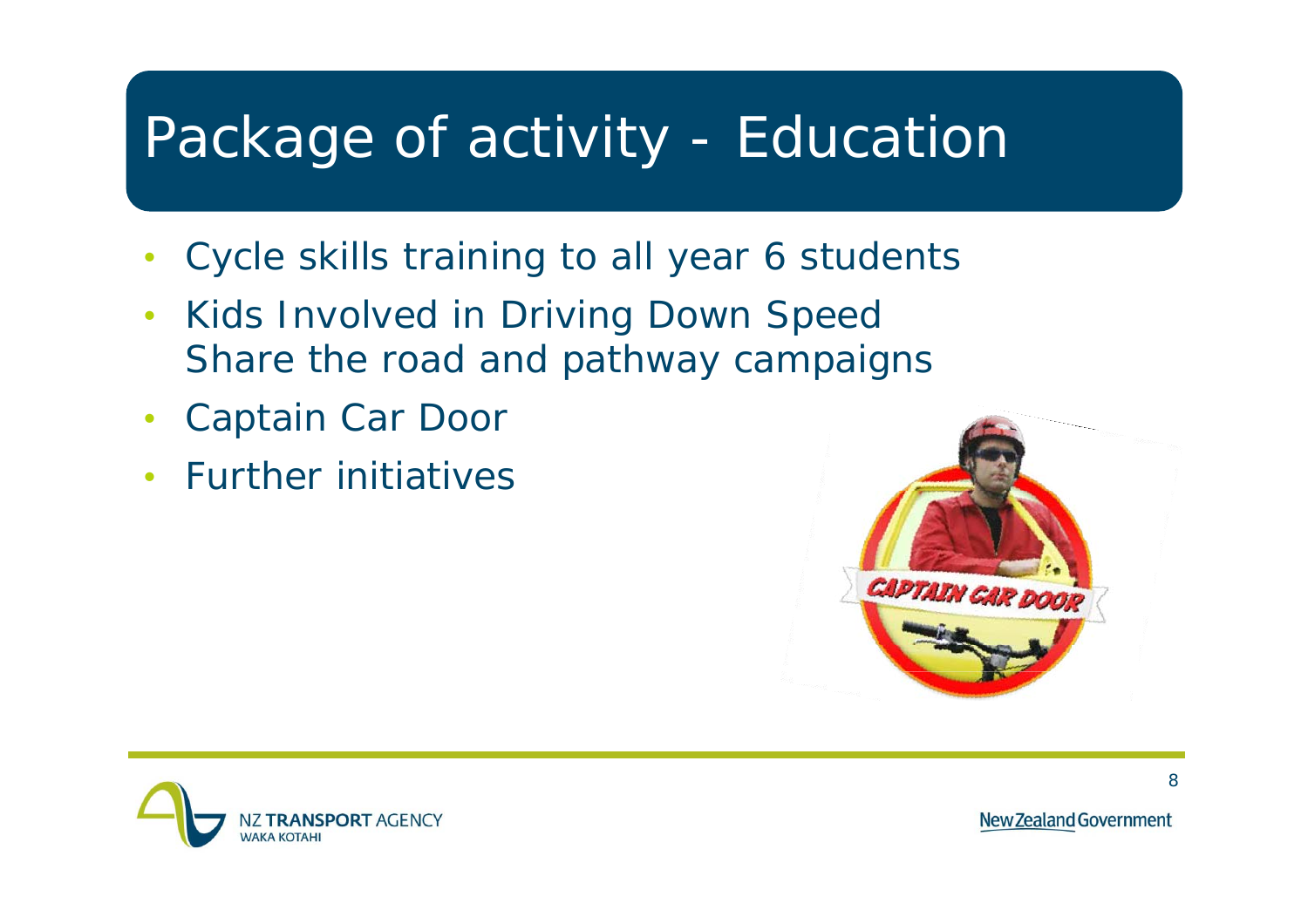# Package of activity - Education

- Cycle skills training to all year 6 students
- Kids Involved in Driving Down Speed
  Share the road and pathway campaigns
- Captain Car Door
- Further initiatives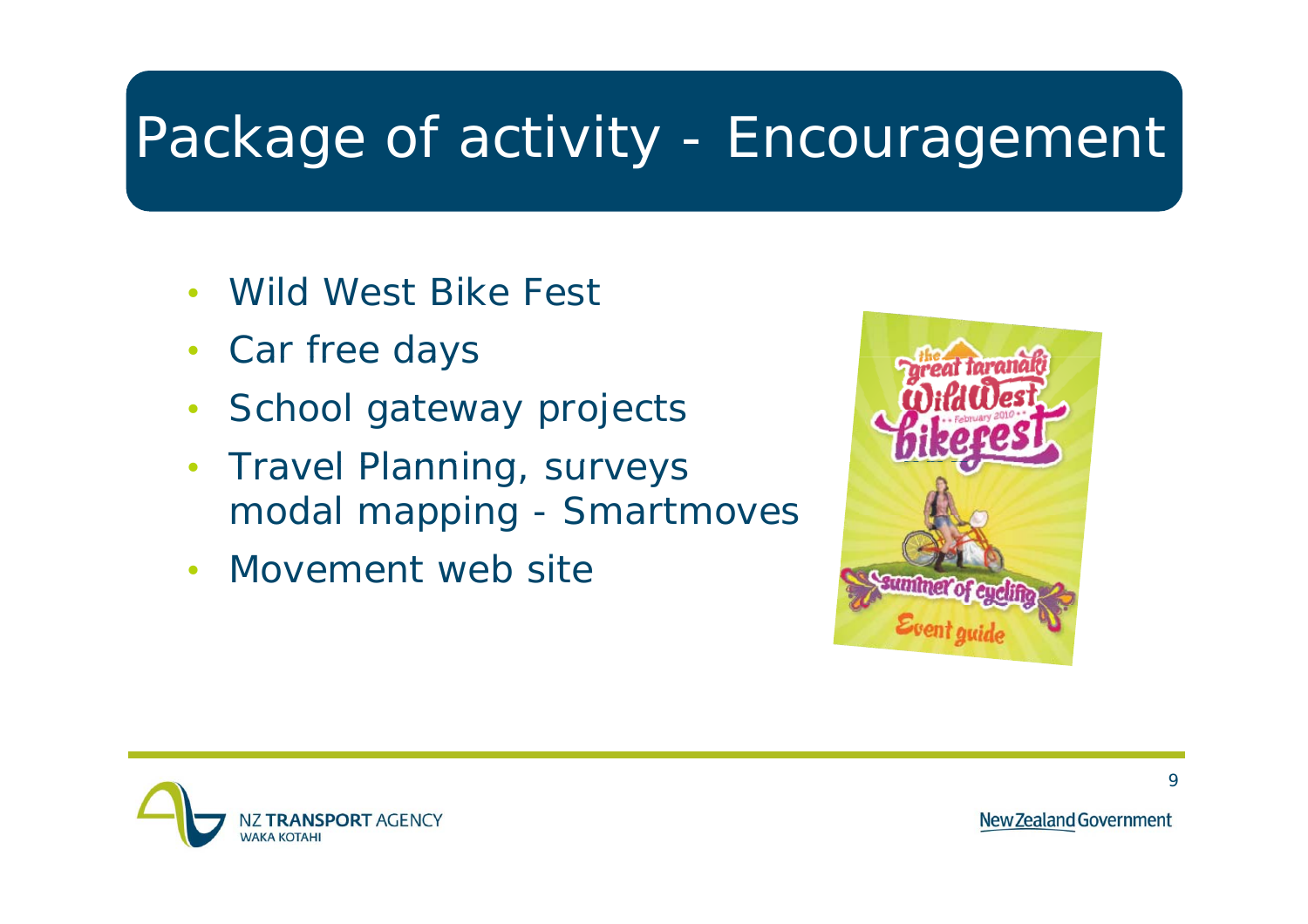# Package of activity - Encouragement

- Wild West Bike Fest
- Car free days
- School gateway projects
- Travel Planning, surveys modal mapping - Smartmoves
- Movement web site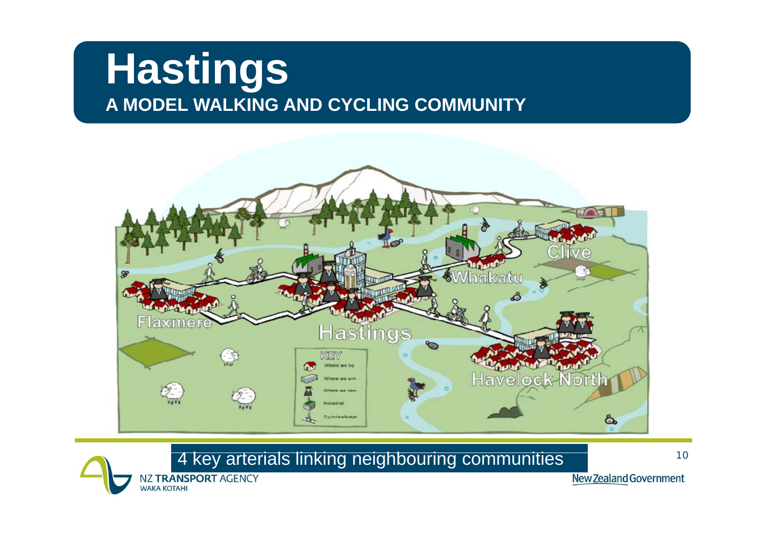# Hastings

**A MODEL WALKING AND CYCLING COMMUNITY**

4 key arterials linking neighbouring communities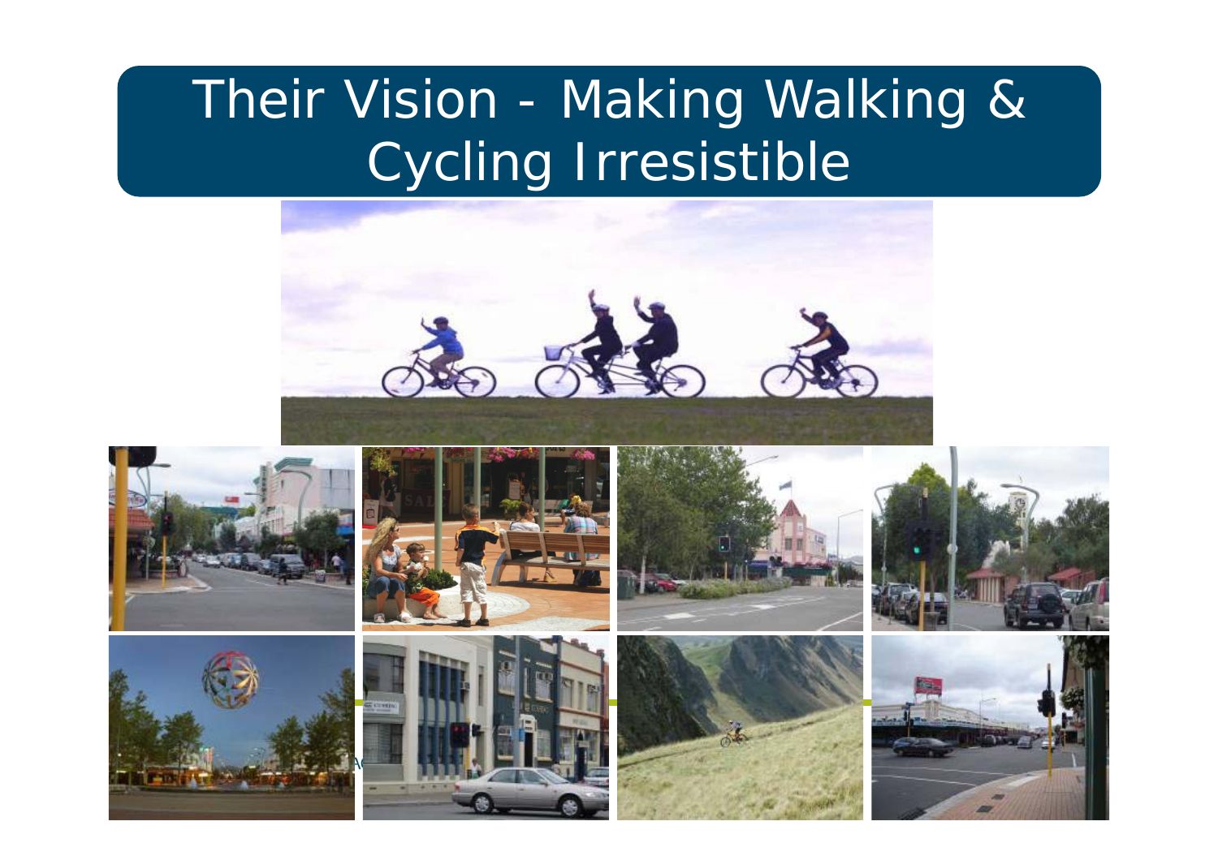# Their Vision - Making Walking & Cycling Irresistible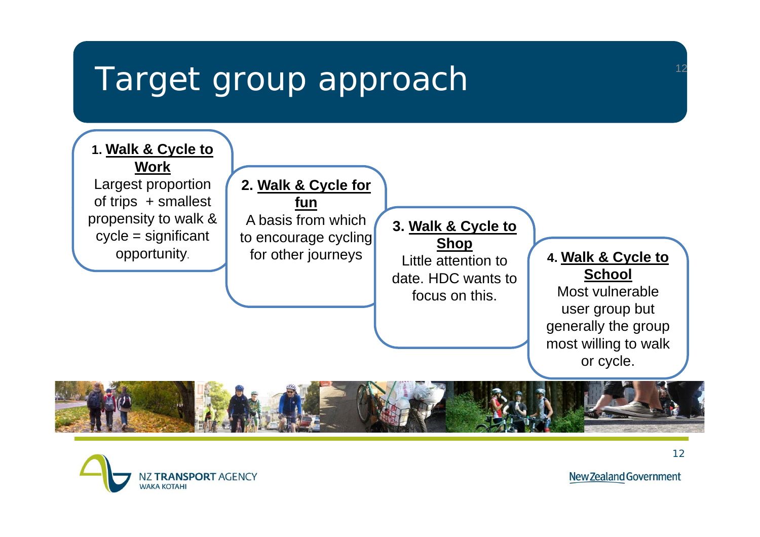# Target group approach

1. **Walk & Cycle to Work**
Largest proportion of trips + smallest propensity to walk & cycle = significant opportunity.

2. **Walk & Cycle for fun**
A basis from which to encourage cycling for other journeys

3. **Walk & Cycle to Shop**
Little attention to date. HDC wants to focus on this.

4. **Walk & Cycle to School**
Most vulnerable user group but generally the group most willing to walk or cycle.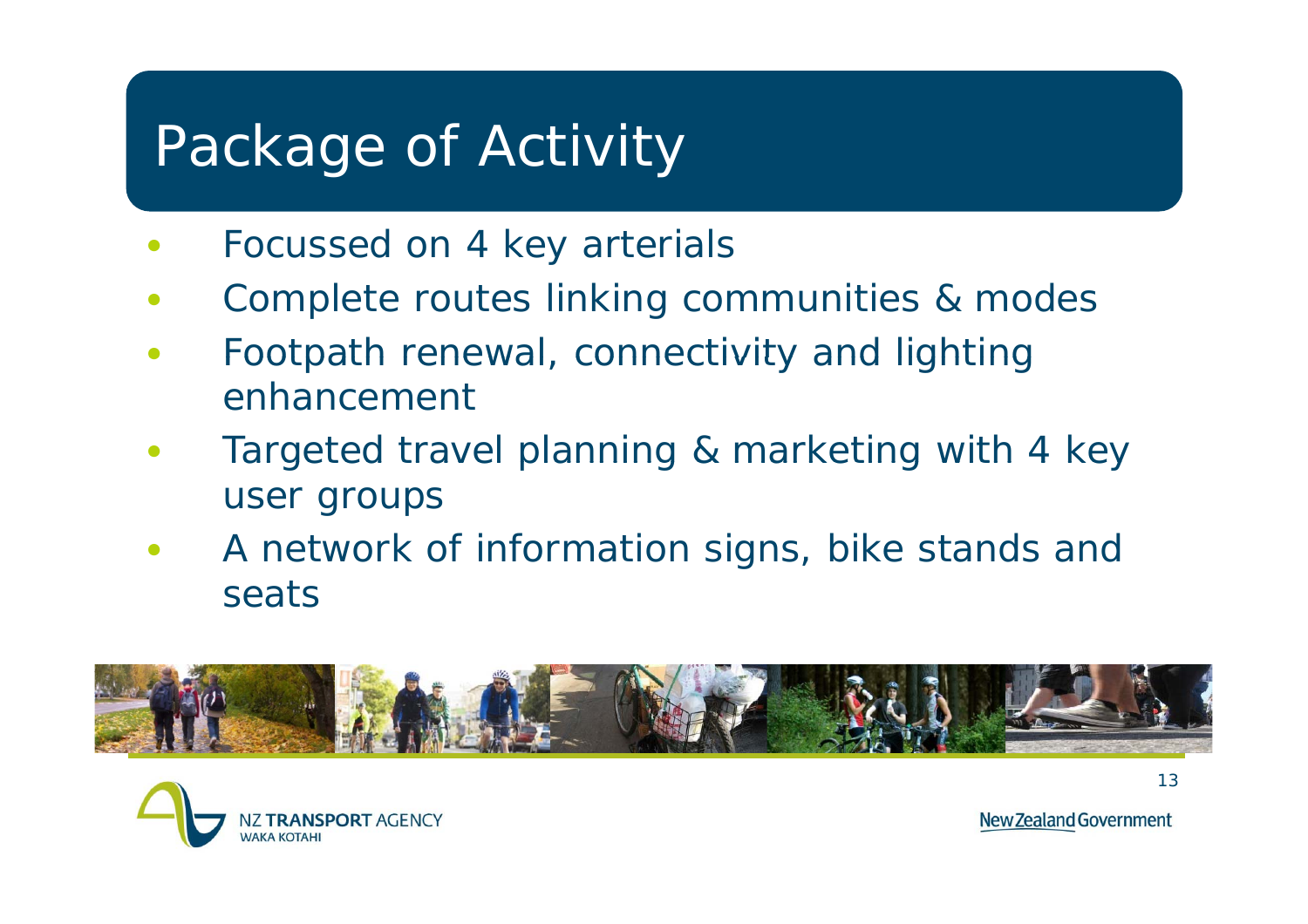# Package of Activity

- Focussed on 4 key arterials
- Complete routes linking communities & modes
- Footpath renewal, connectivity and lighting enhancement
- Targeted travel planning & marketing with 4 key user groups
- A network of information signs, bike stands and seats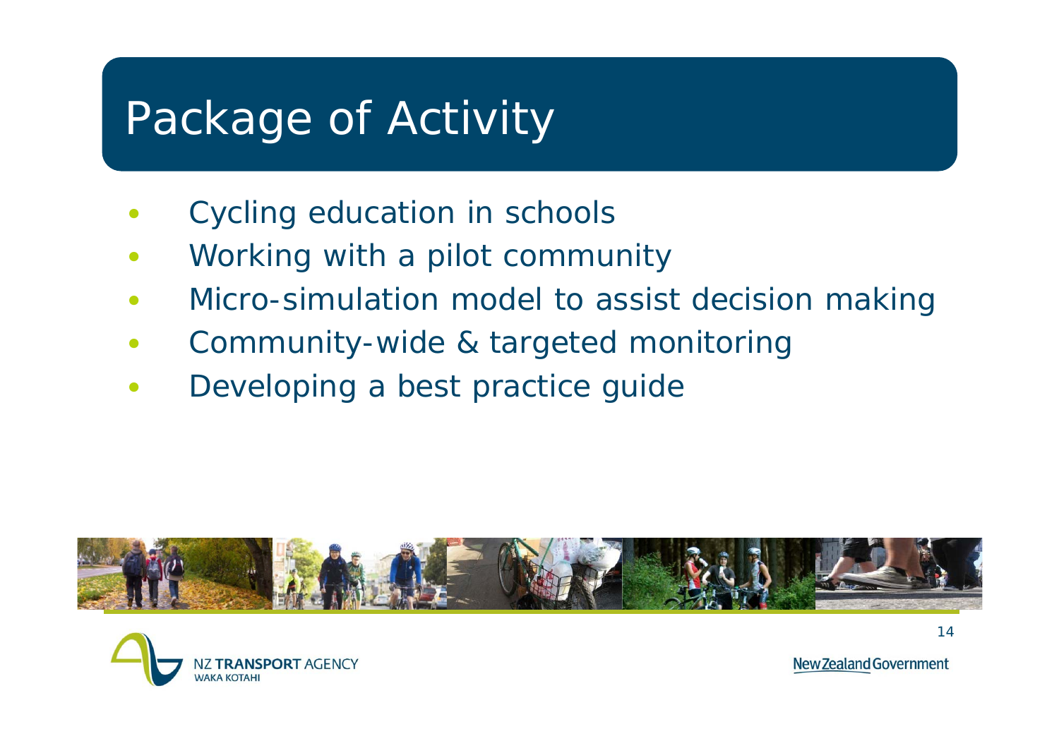# Package of Activity

- Cycling education in schools
- Working with a pilot community
- Micro-simulation model to assist decision making
- Community-wide & targeted monitoring
- Developing a best practice guide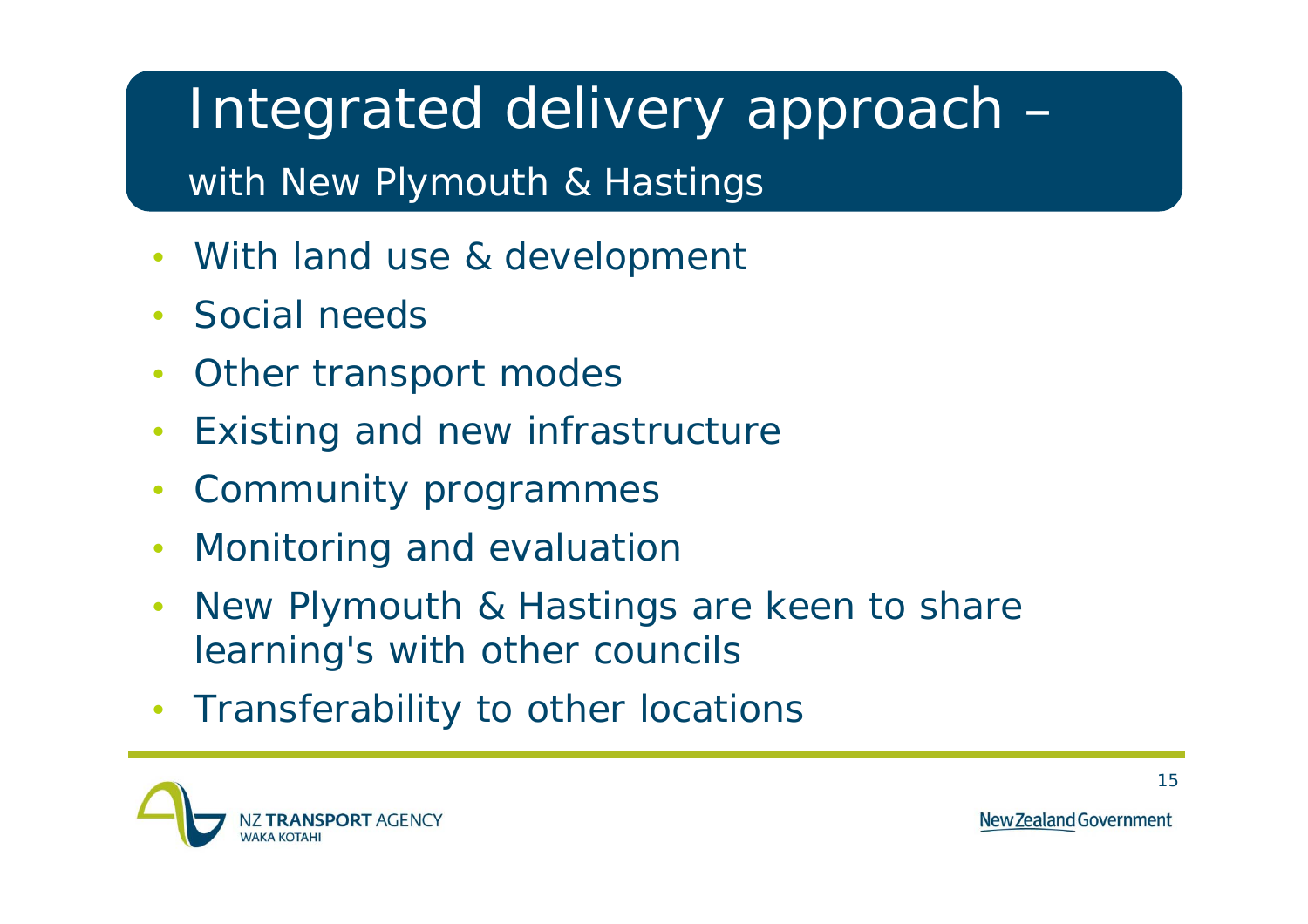# Integrated delivery approach –

## with New Plymouth & Hastings

- With land use & development
- Social needs
- Other transport modes
- Existing and new infrastructure
- Community programmes
- Monitoring and evaluation
- New Plymouth & Hastings are keen to share learning's with other councils
- Transferability to other locations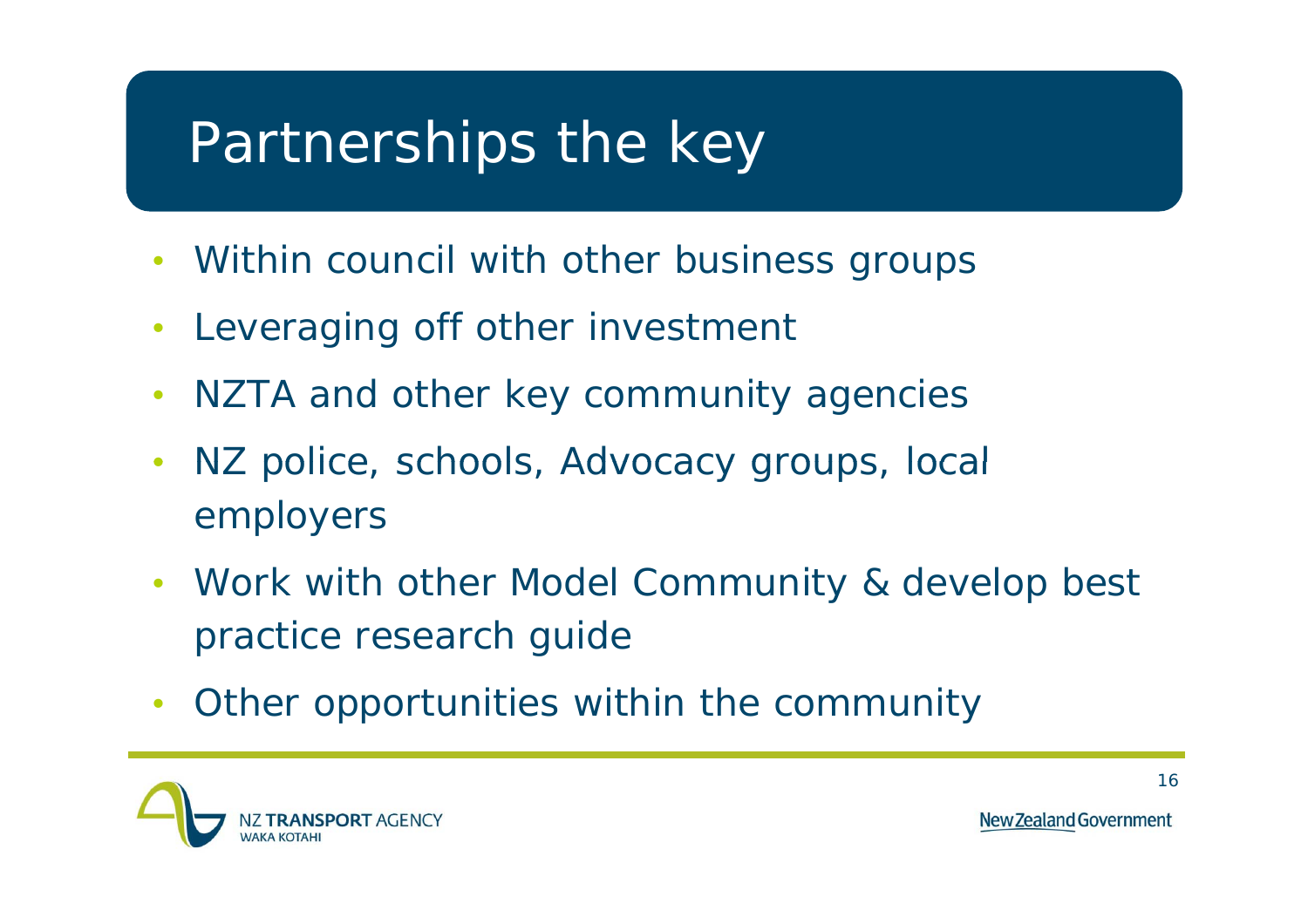# Partnerships the key

- Within council with other business groups
- Leveraging off other investment
- NZTA and other key community agencies
- NZ police, schools, Advocacy groups, local employers
- Work with other Model Community & develop best practice research guide
- Other opportunities within the community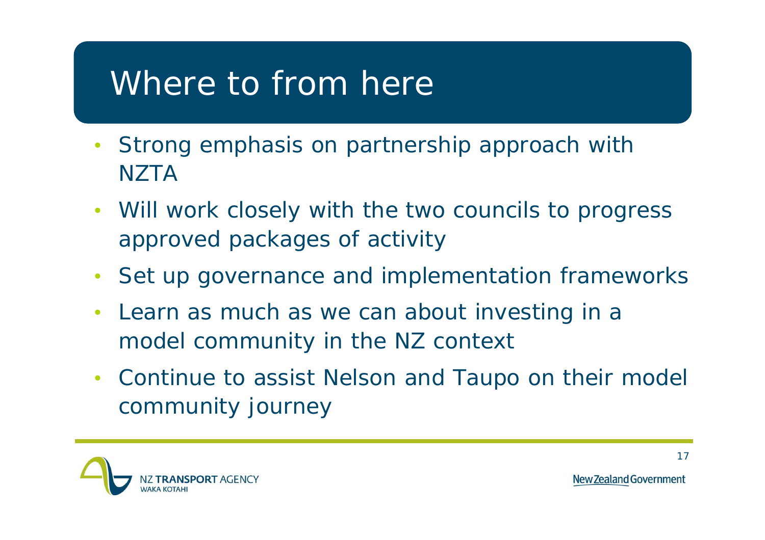# Where to from here

- Strong emphasis on partnership approach with NZTA
- Will work closely with the two councils to progress approved packages of activity
- Set up governance and implementation frameworks
- Learn as much as we can about investing in a model community in the NZ context
- Continue to assist Nelson and Taupo on their model community journey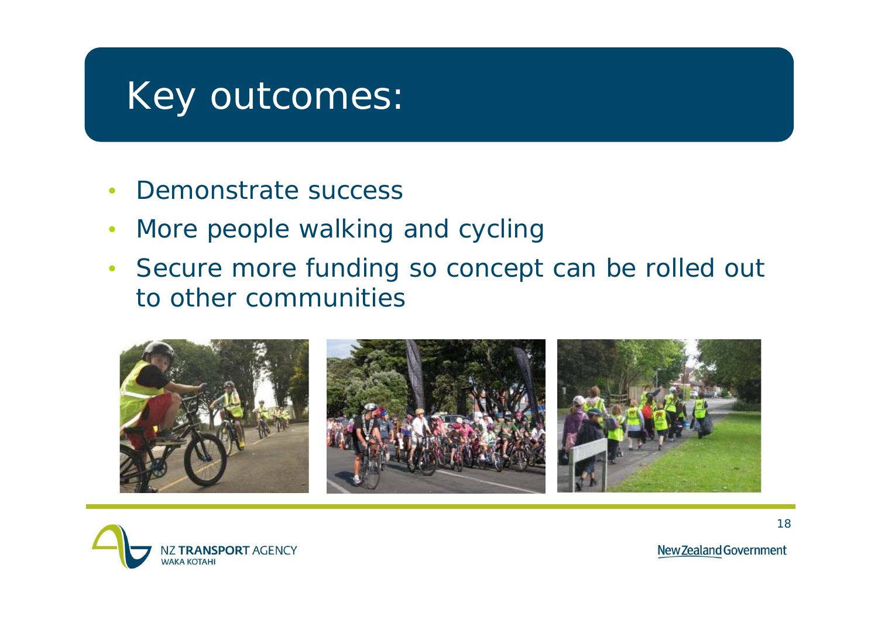# Key outcomes:

- Demonstrate success
- More people walking and cycling
- Secure more funding so concept can be rolled out to other communities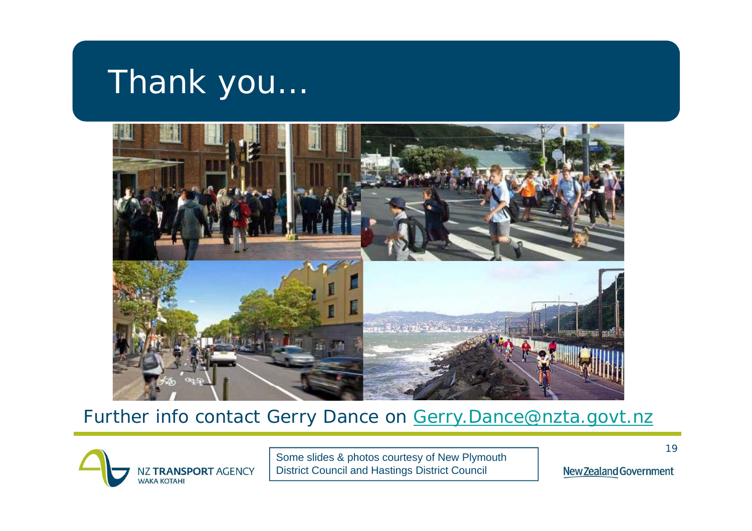# Thank you…

Further info contact Gerry Dance on [Gerry.Dance@nzta.govt.nz](mailto:Gerry.Dance@nzta.govt.nz)

Some slides & photos courtesy of New Plymouth District Council and Hastings District Council